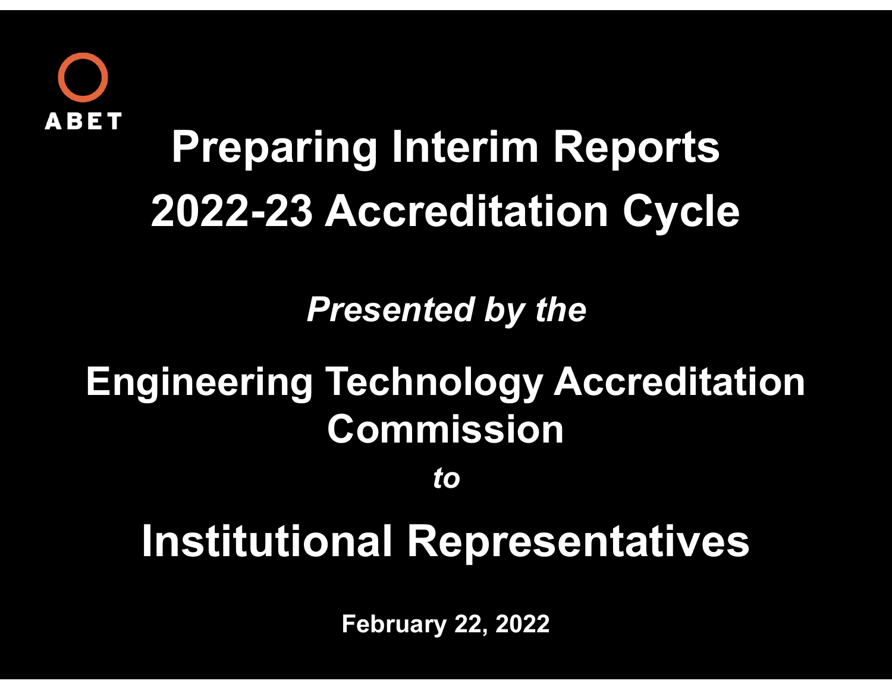ABET

# Preparing Interim Reports 2022-23 Accreditation Cycle

*Presented by the*

## Engineering Technology Accreditation Commission

*to*

## Institutional Representatives

**February 22, 2022**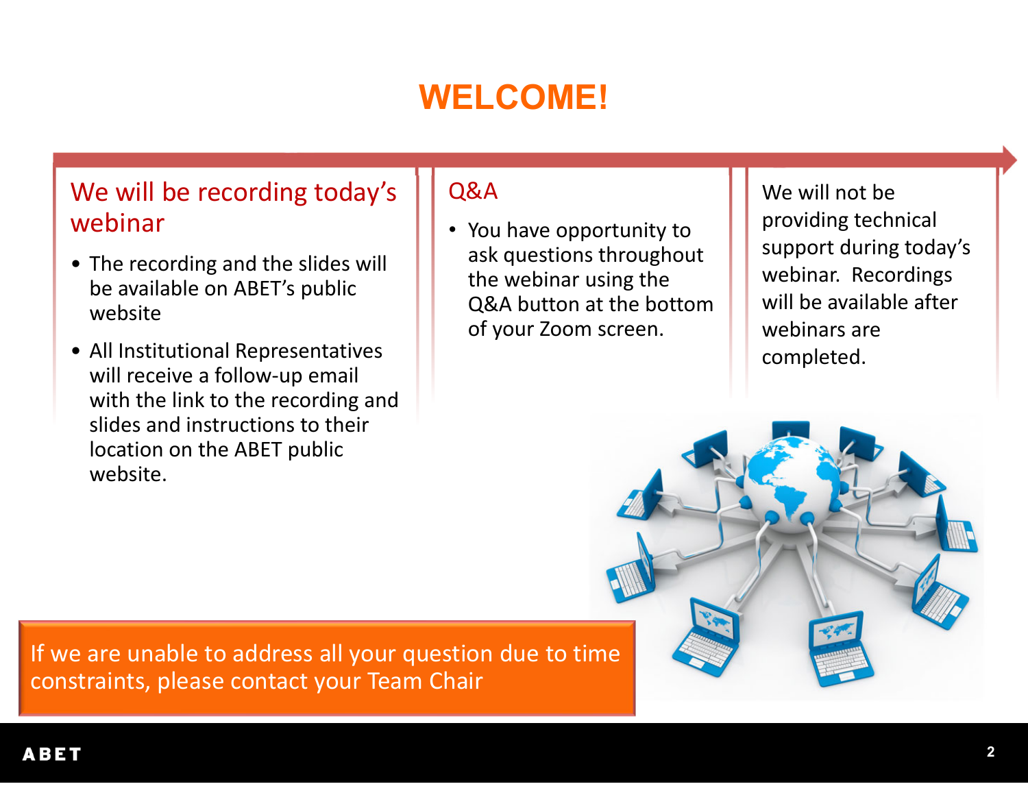# WELCOME!

## We will be recording today's webinar

- The recording and the slides will be available on ABET's public website
- All Institutional Representatives will receive a follow-up email with the link to the recording and slides and instructions to their location on the ABET public website.

## Q&A

- You have opportunity to ask questions throughout the webinar using the Q&A button at the bottom of your Zoom screen.

We will not be providing technical support during today's webinar. Recordings will be available after webinars are completed.

If we are unable to address all your question due to time constraints, please contact your Team Chair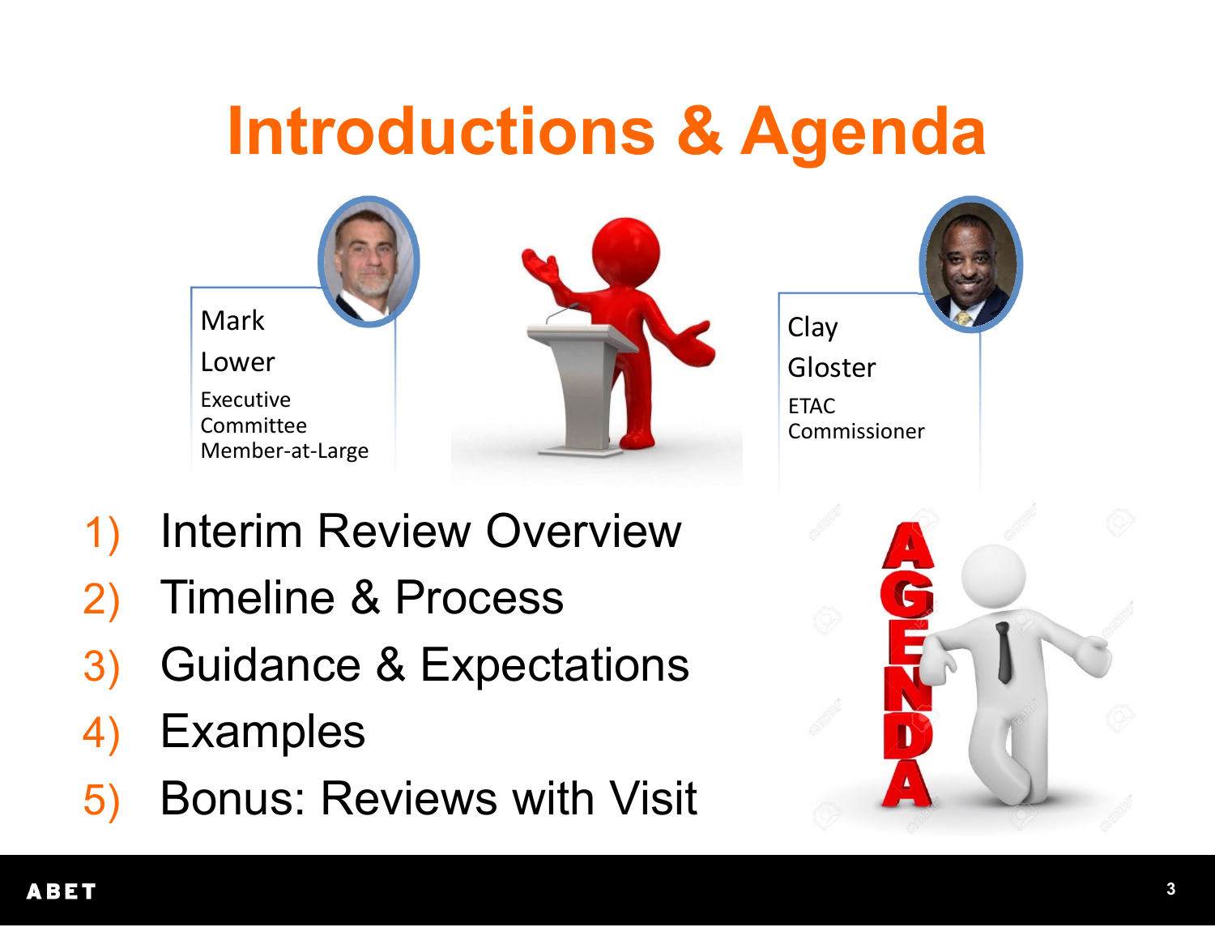# Introductions & Agenda

Mark Lower
Executive Committee Member-at-Large

Clay Gloster
ETAC Commissioner

1) Interim Review Overview
2) Timeline & Process
3) Guidance & Expectations
4) Examples
5) Bonus: Reviews with Visit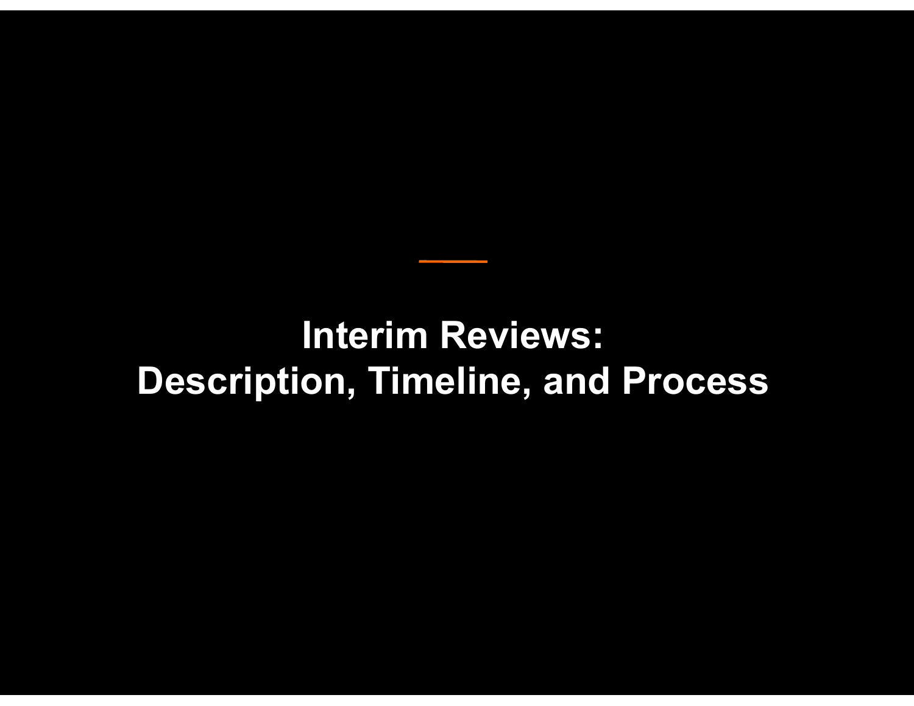# Interim Reviews: Description, Timeline, and Process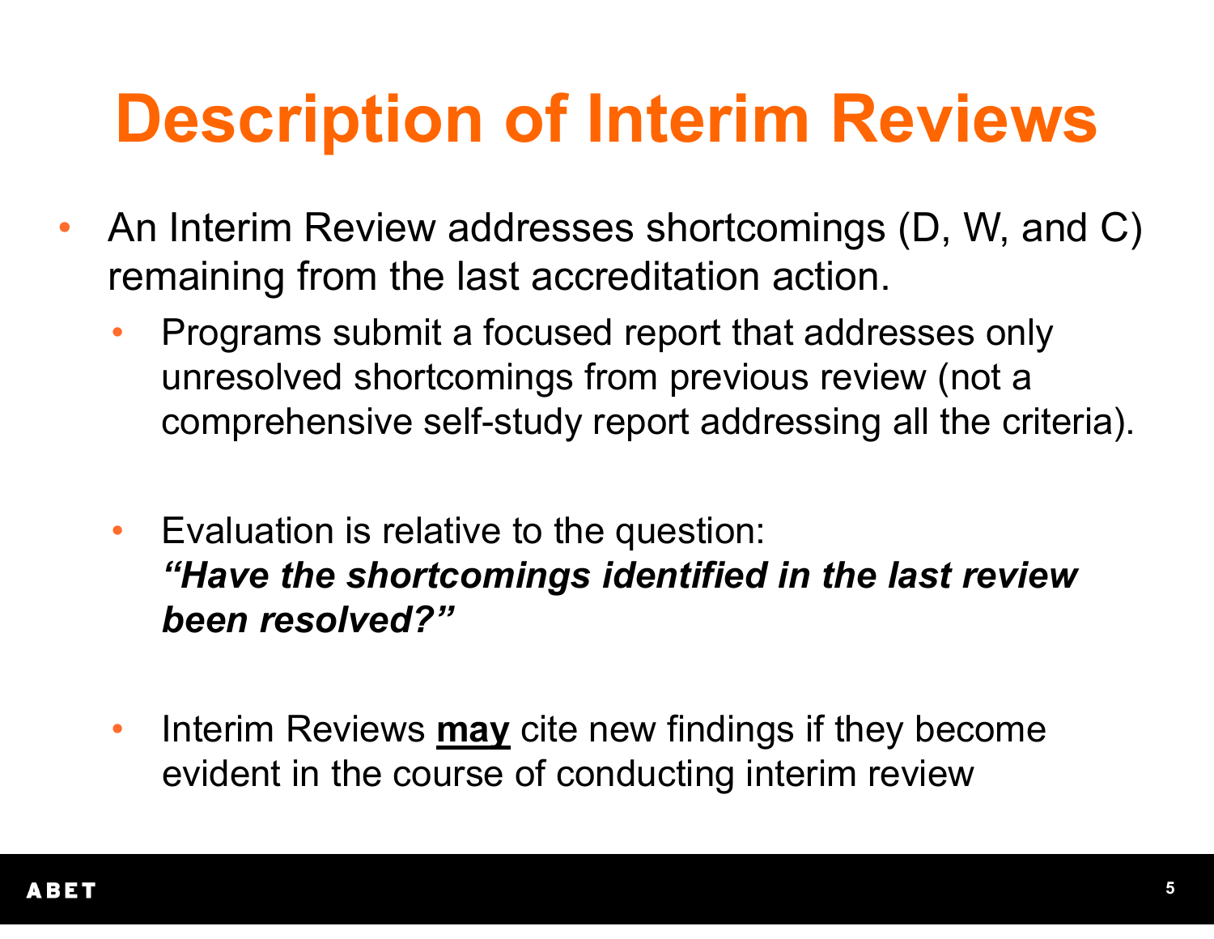# Description of Interim Reviews

- An Interim Review addresses shortcomings (D, W, and C) remaining from the last accreditation action.
  - Programs submit a focused report that addresses only unresolved shortcomings from previous review (not a comprehensive self-study report addressing all the criteria).
  - Evaluation is relative to the question:
    ***"Have the shortcomings identified in the last review been resolved?"***
  - Interim Reviews <u>**may**</u> cite new findings if they become evident in the course of conducting interim review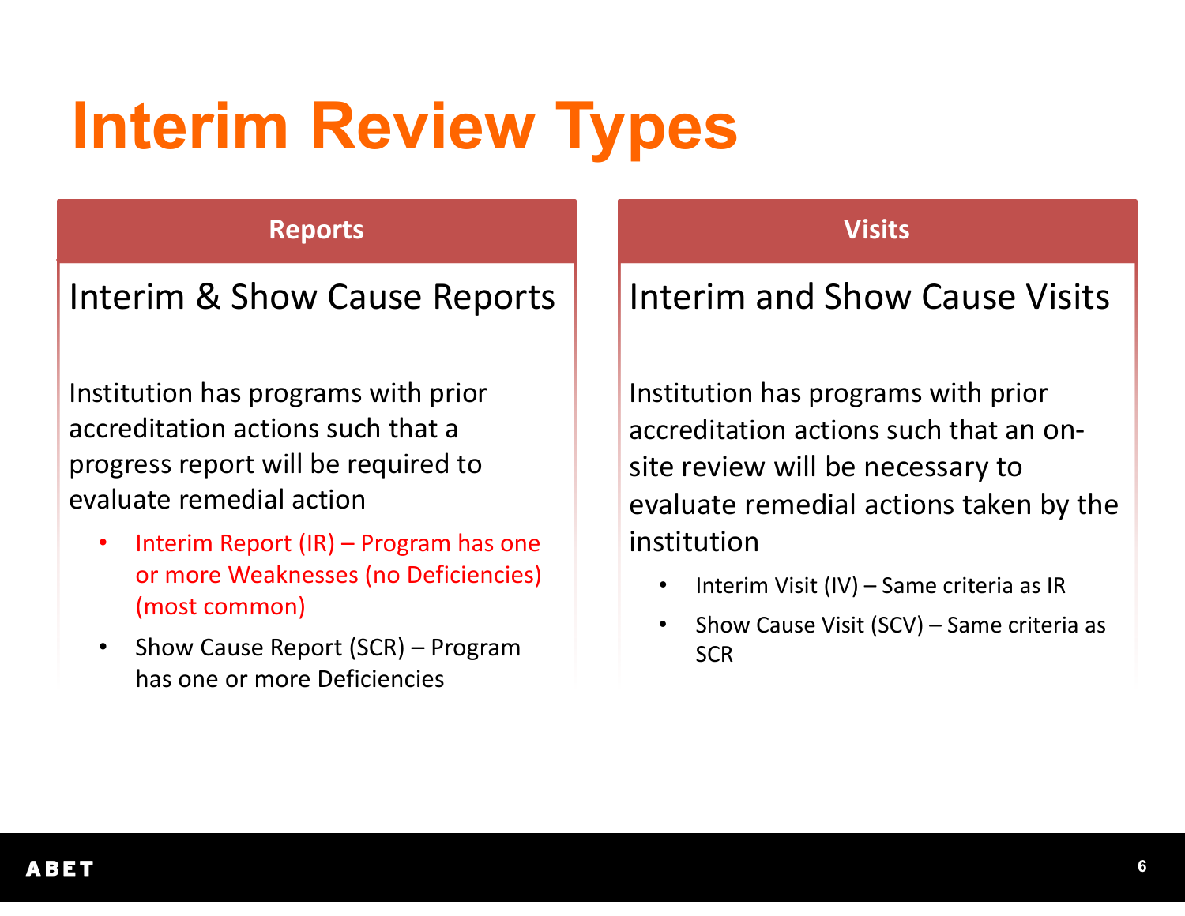# Interim Review Types

## Reports

### Interim & Show Cause Reports

Institution has programs with prior accreditation actions such that a progress report will be required to evaluate remedial action

- Interim Report (IR) – Program has one or more Weaknesses (no Deficiencies) (most common)
- Show Cause Report (SCR) – Program has one or more Deficiencies

## Visits

### Interim and Show Cause Visits

Institution has programs with prior accreditation actions such that an on-site review will be necessary to evaluate remedial actions taken by the institution

- Interim Visit (IV) – Same criteria as IR
- Show Cause Visit (SCV) – Same criteria as SCR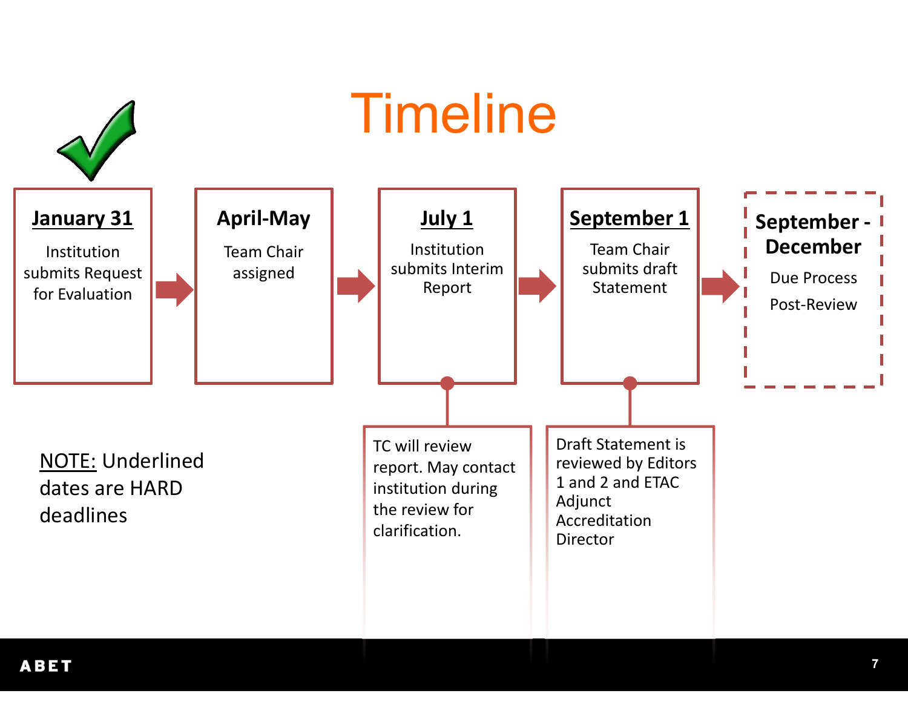# Timeline

**January 31**
Institution submits Request for Evaluation

**April-May**
Team Chair assigned

**July 1**
Institution submits Interim Report

- TC will review report. May contact institution during the review for clarification.

**September 1**
Team Chair submits draft Statement

- Draft Statement is reviewed by Editors 1 and 2 and ETAC Adjunct Accreditation Director

**September - December**
Due Process

Post-Review

NOTE: Underlined dates are HARD deadlines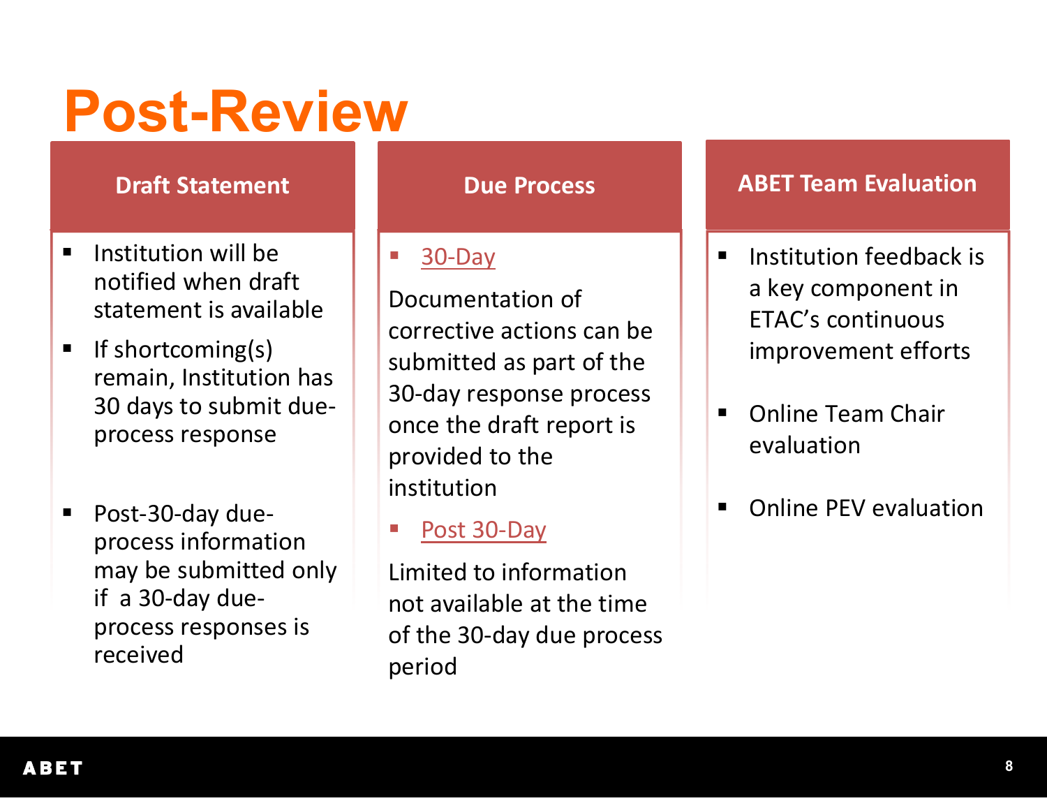# Post-Review

## Draft Statement

- Institution will be notified when draft statement is available
- If shortcoming(s) remain, Institution has 30 days to submit due-process response
- Post-30-day due-process information may be submitted only if a 30-day due-process responses is received

## Due Process

- 30-Day

Documentation of corrective actions can be submitted as part of the 30-day response process once the draft report is provided to the institution

- Post 30-Day

Limited to information not available at the time of the 30-day due process period

## ABET Team Evaluation

- Institution feedback is a key component in ETAC's continuous improvement efforts
- Online Team Chair evaluation
- Online PEV evaluation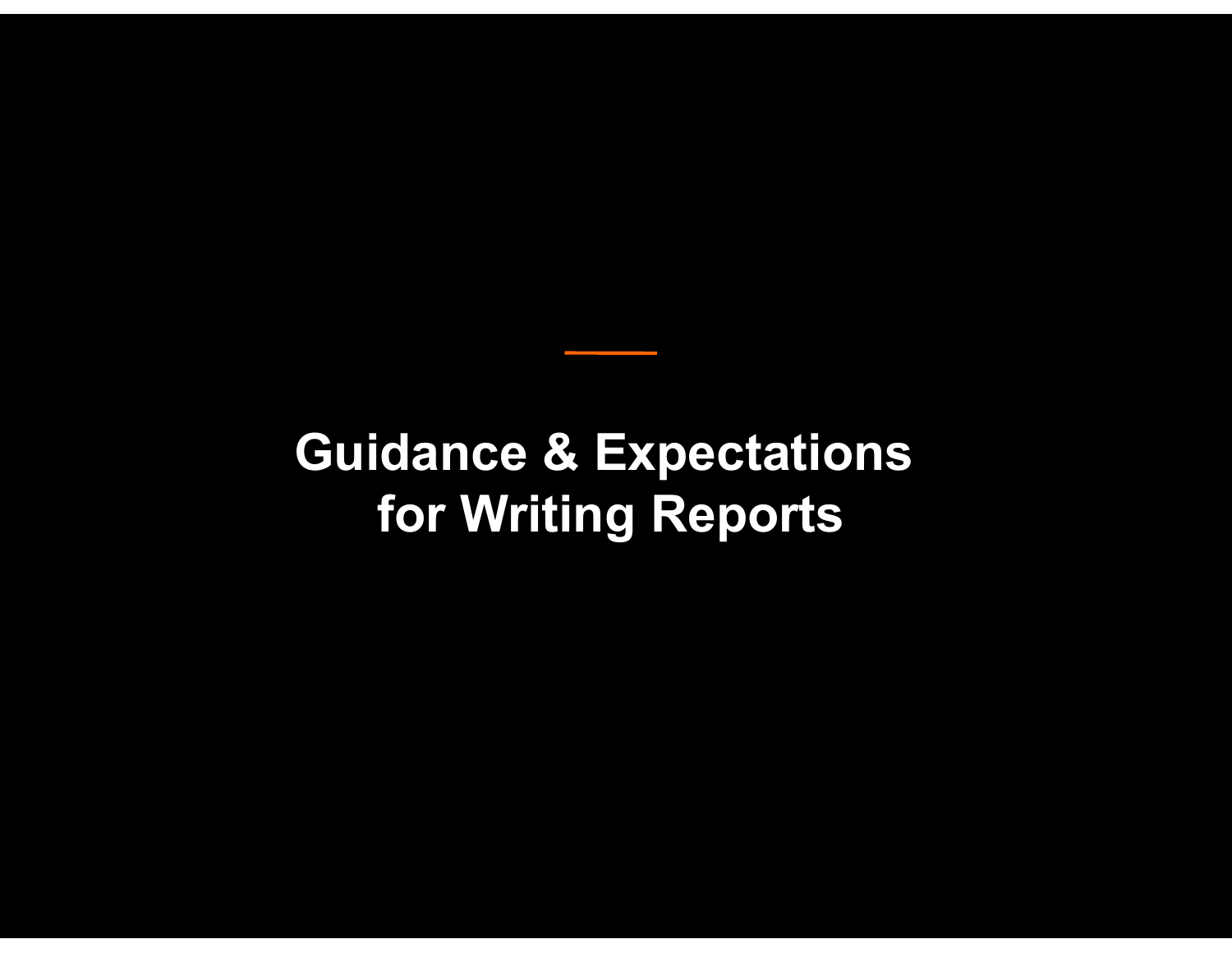# Guidance & Expectations for Writing Reports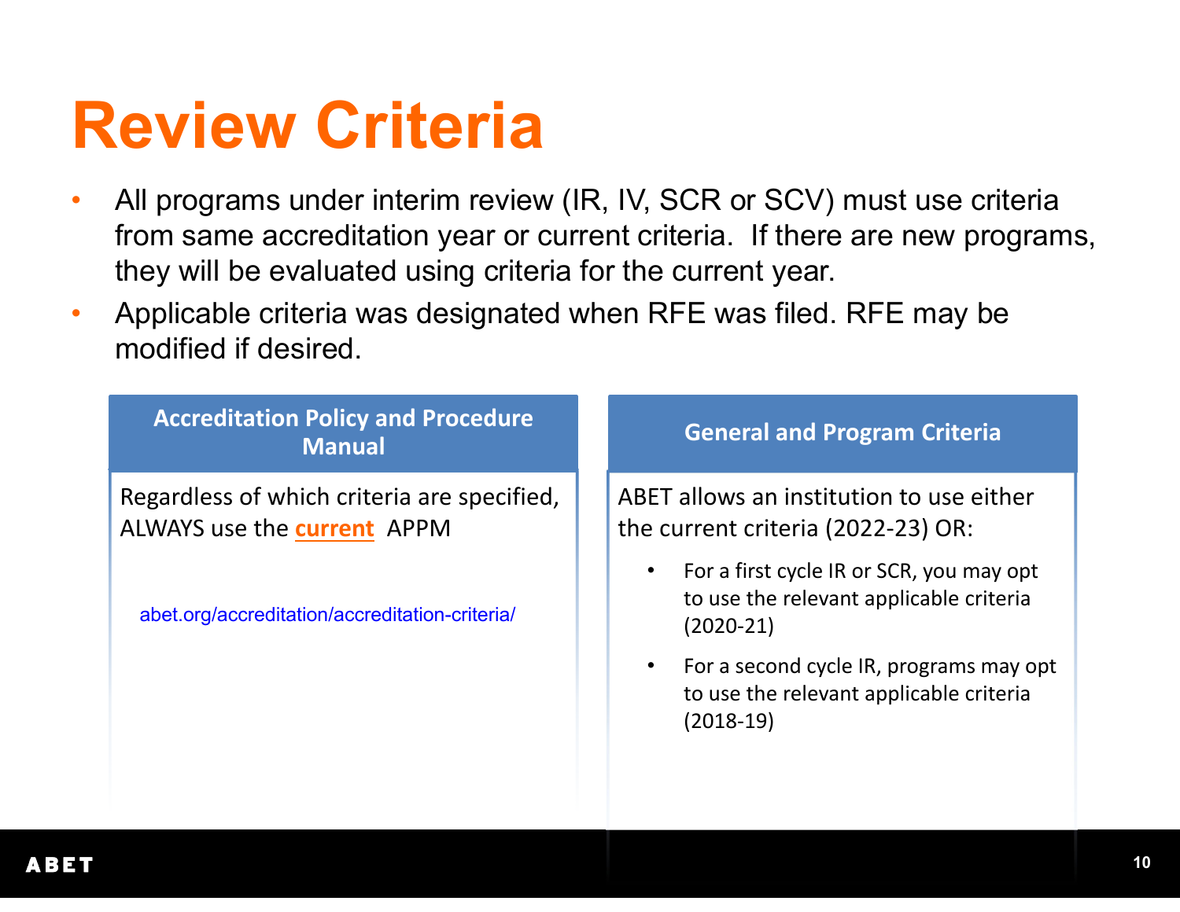# Review Criteria

- All programs under interim review (IR, IV, SCR or SCV) must use criteria from same accreditation year or current criteria. If there are new programs, they will be evaluated using criteria for the current year.
- Applicable criteria was designated when RFE was filed. RFE may be modified if desired.

## Accreditation Policy and Procedure Manual

Regardless of which criteria are specified, ALWAYS use the **current** APPM

abet.org/accreditation/accreditation-criteria/

## General and Program Criteria

ABET allows an institution to use either the current criteria (2022-23) OR:

- For a first cycle IR or SCR, you may opt to use the relevant applicable criteria (2020-21)
- For a second cycle IR, programs may opt to use the relevant applicable criteria (2018-19)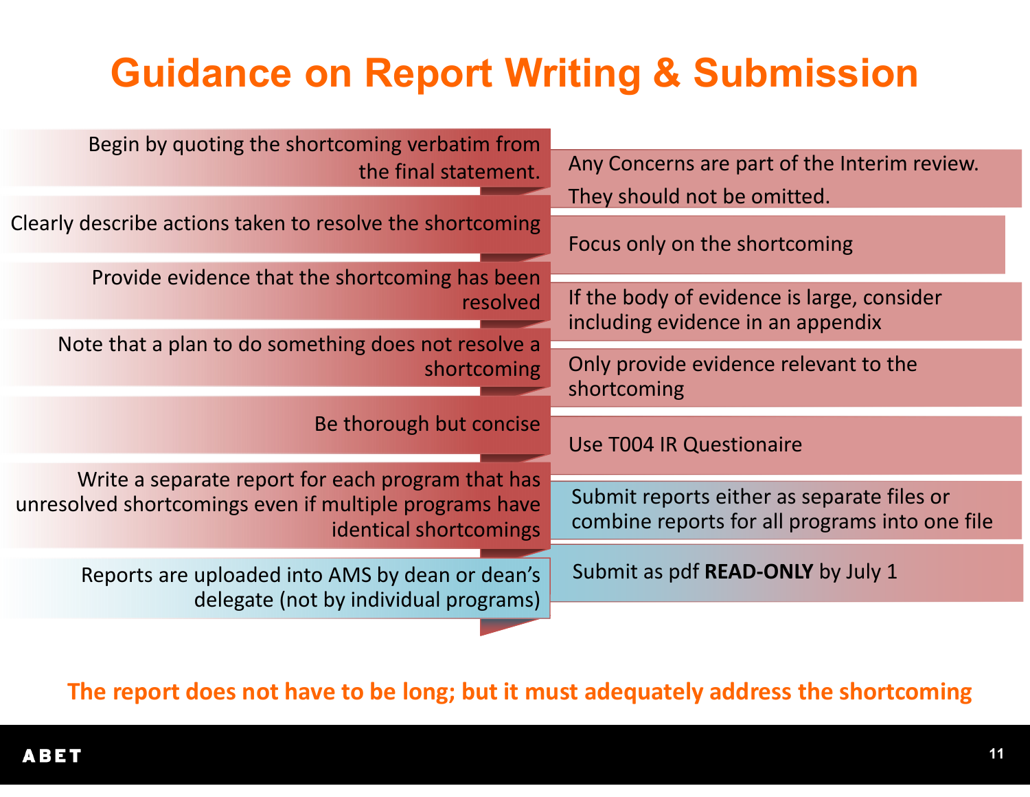# Guidance on Report Writing & Submission

- Begin by quoting the shortcoming verbatim from the final statement.
- Clearly describe actions taken to resolve the shortcoming
- Provide evidence that the shortcoming has been resolved
- Note that a plan to do something does not resolve a shortcoming
- Be thorough but concise
- Write a separate report for each program that has unresolved shortcomings even if multiple programs have identical shortcomings
- Reports are uploaded into AMS by dean or dean's delegate (not by individual programs)

- Any Concerns are part of the Interim review. They should not be omitted.
- Focus only on the shortcoming
- If the body of evidence is large, consider including evidence in an appendix
- Only provide evidence relevant to the shortcoming
- Use T004 IR Questionaire
- Submit reports either as separate files or combine reports for all programs into one file
- Submit as pdf **READ-ONLY** by July 1

**The report does not have to be long; but it must adequately address the shortcoming**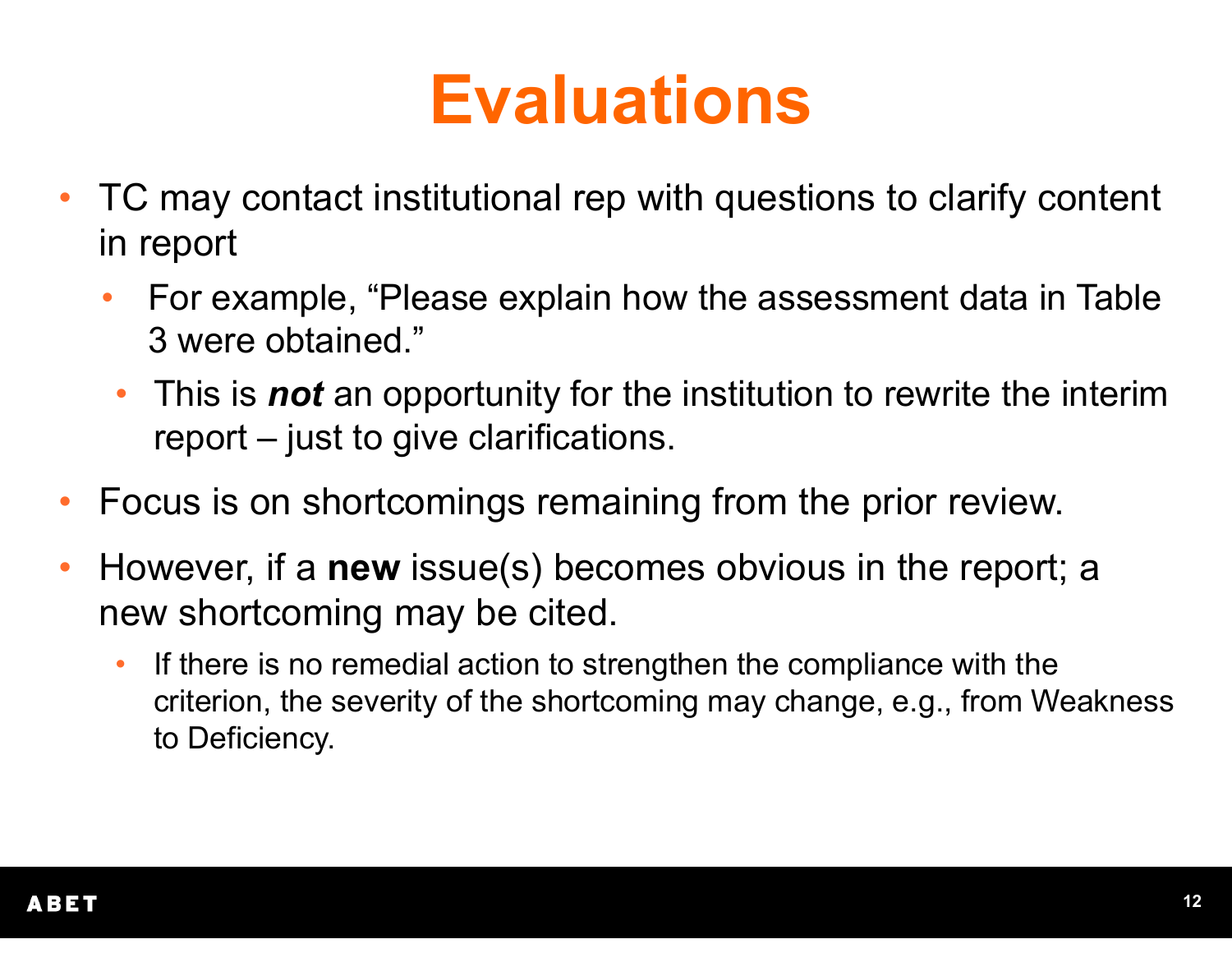# Evaluations

- TC may contact institutional rep with questions to clarify content in report
  - For example, “Please explain how the assessment data in Table 3 were obtained.”
  - This is ***not*** an opportunity for the institution to rewrite the interim report – just to give clarifications.
- Focus is on shortcomings remaining from the prior review.
- However, if a **new** issue(s) becomes obvious in the report; a new shortcoming may be cited.
  - If there is no remedial action to strengthen the compliance with the criterion, the severity of the shortcoming may change, e.g., from Weakness to Deficiency.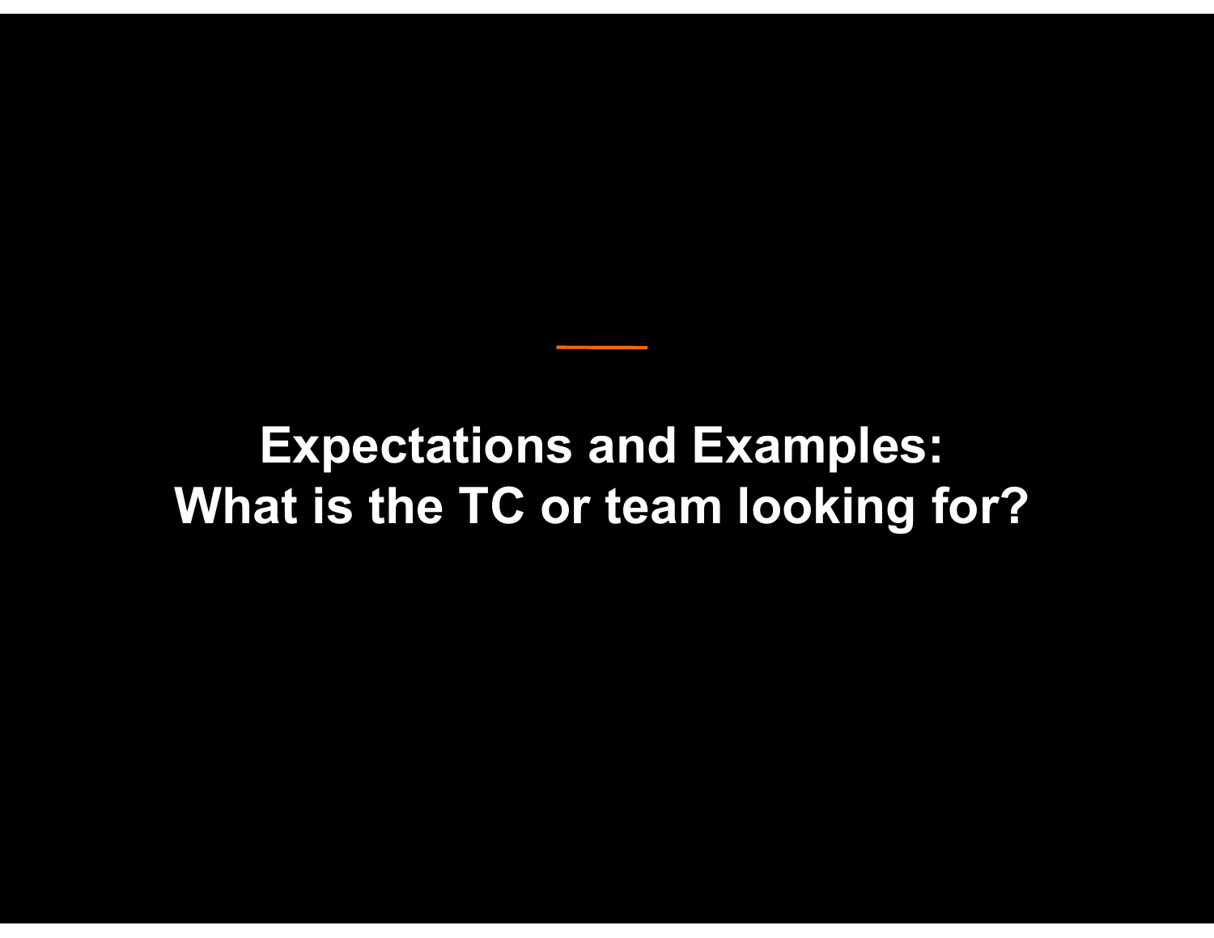# Expectations and Examples:
# What is the TC or team looking for?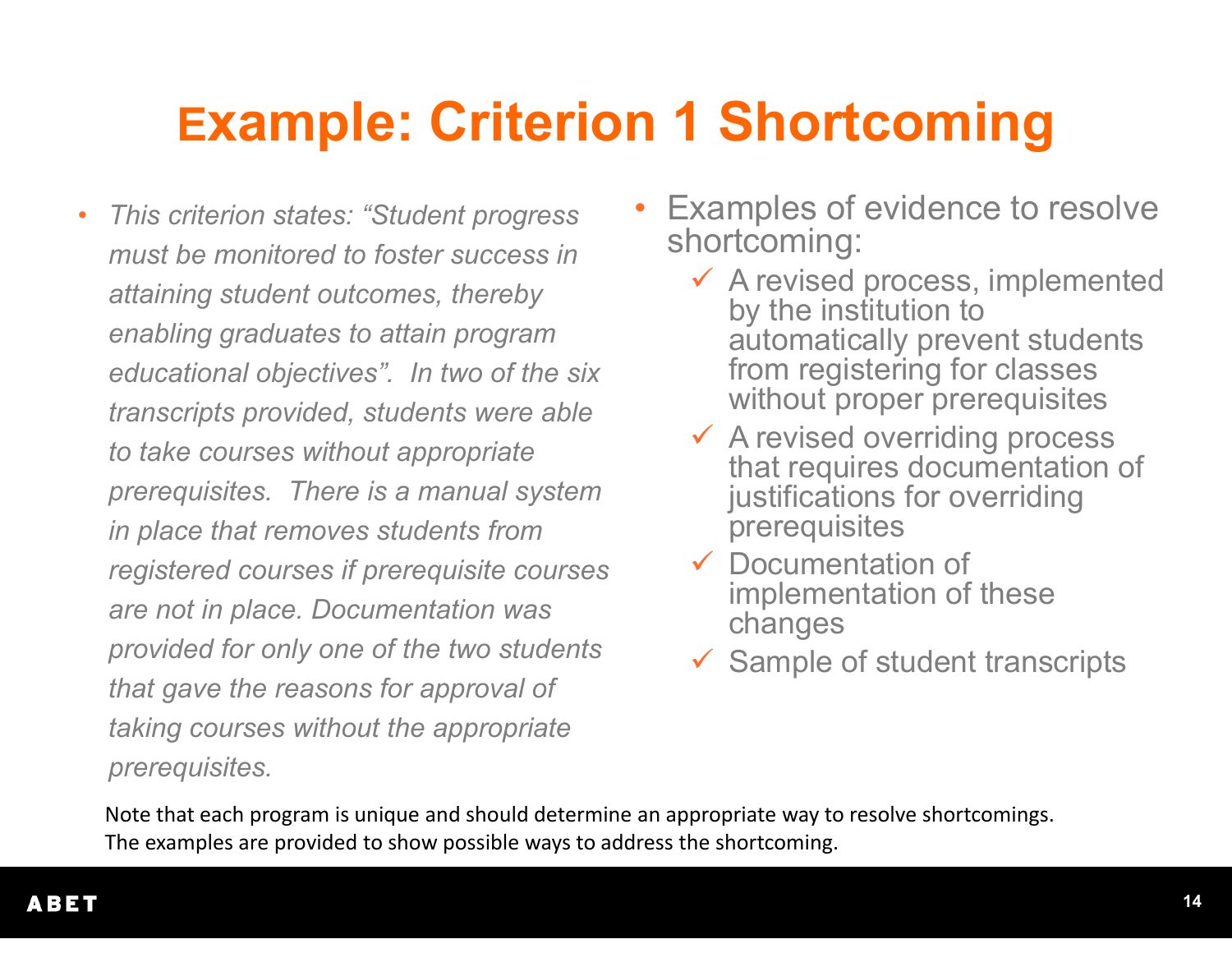# Example: Criterion 1 Shortcoming

- *This criterion states: "Student progress must be monitored to foster success in attaining student outcomes, thereby enabling graduates to attain program educational objectives". In two of the six transcripts provided, students were able to take courses without appropriate prerequisites. There is a manual system in place that removes students from registered courses if prerequisite courses are not in place. Documentation was provided for only one of the two students that gave the reasons for approval of taking courses without the appropriate prerequisites.*

- Examples of evidence to resolve shortcoming:
  - ✓ A revised process, implemented by the institution to automatically prevent students from registering for classes without proper prerequisites
  - ✓ A revised overriding process that requires documentation of justifications for overriding prerequisites
  - ✓ Documentation of implementation of these changes
  - ✓ Sample of student transcripts

Note that each program is unique and should determine an appropriate way to resolve shortcomings. The examples are provided to show possible ways to address the shortcoming.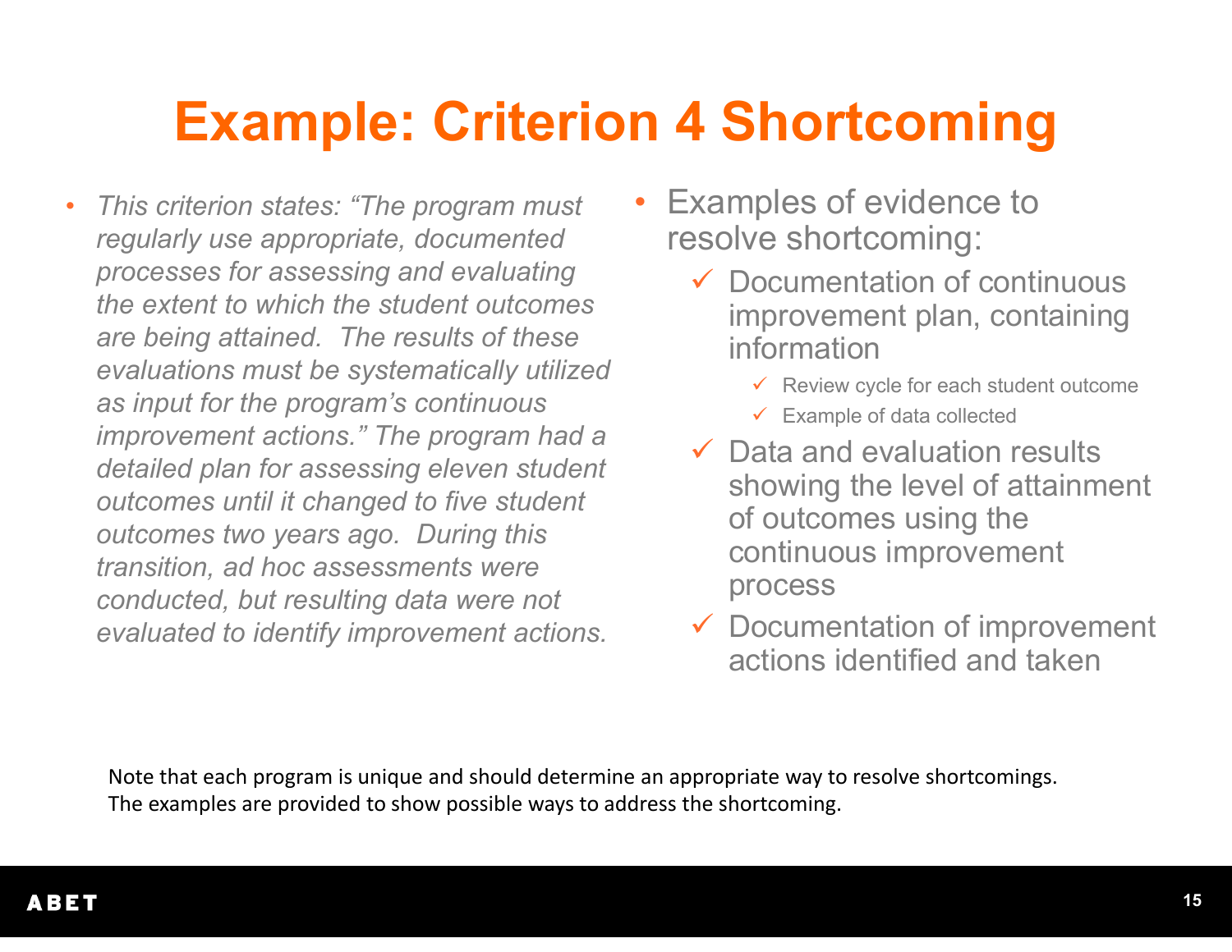# Example: Criterion 4 Shortcoming

- *This criterion states: "The program must regularly use appropriate, documented processes for assessing and evaluating the extent to which the student outcomes are being attained. The results of these evaluations must be systematically utilized as input for the program's continuous improvement actions." The program had a detailed plan for assessing eleven student outcomes until it changed to five student outcomes two years ago. During this transition, ad hoc assessments were conducted, but resulting data were not evaluated to identify improvement actions.*

- Examples of evidence to resolve shortcoming:
  - ✓ Documentation of continuous improvement plan, containing information
    - ✓ Review cycle for each student outcome
    - ✓ Example of data collected
  - ✓ Data and evaluation results showing the level of attainment of outcomes using the continuous improvement process
  - ✓ Documentation of improvement actions identified and taken

Note that each program is unique and should determine an appropriate way to resolve shortcomings. The examples are provided to show possible ways to address the shortcoming.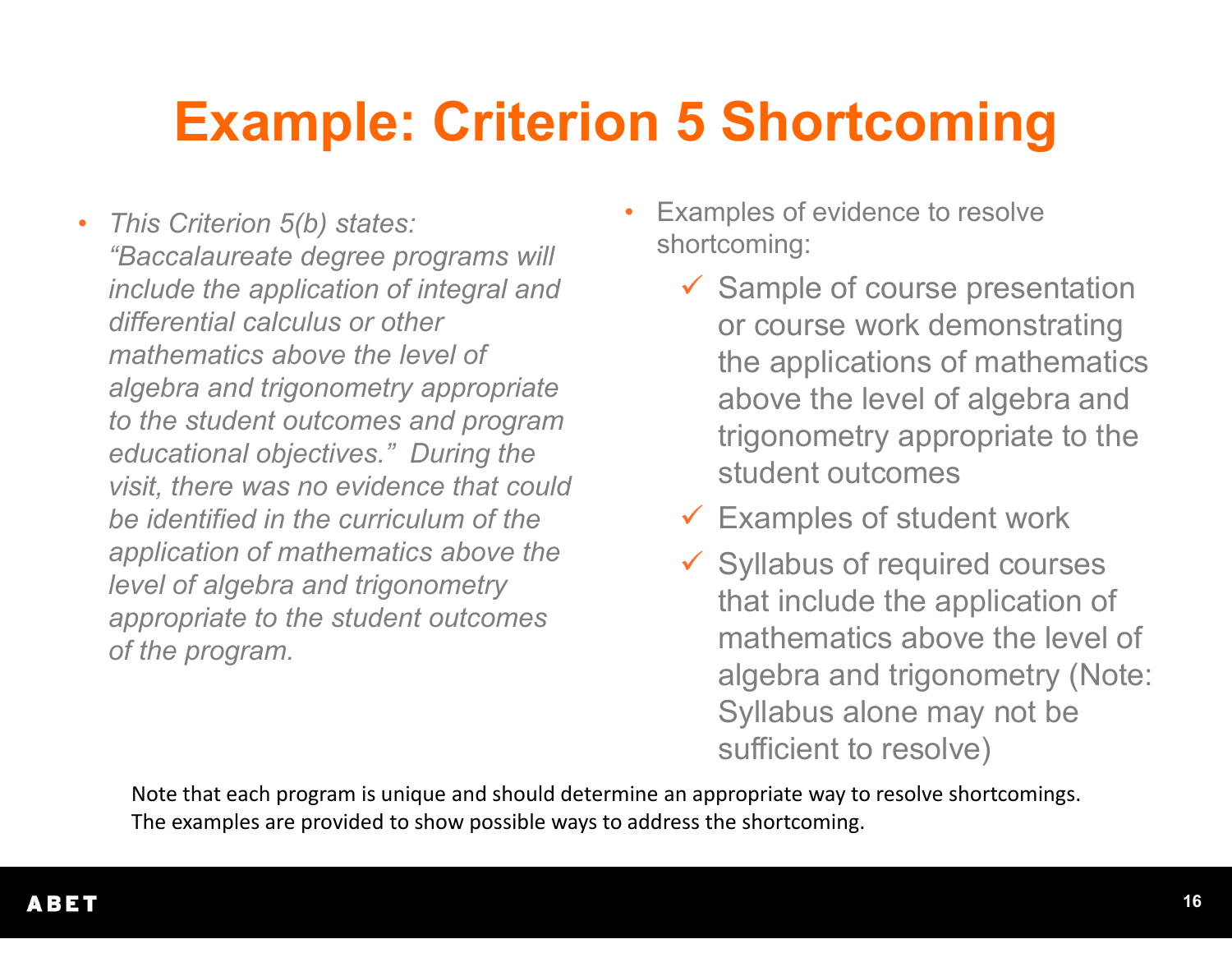# Example: Criterion 5 Shortcoming

- *This Criterion 5(b) states: "Baccalaureate degree programs will include the application of integral and differential calculus or other mathematics above the level of algebra and trigonometry appropriate to the student outcomes and program educational objectives." During the visit, there was no evidence that could be identified in the curriculum of the application of mathematics above the level of algebra and trigonometry appropriate to the student outcomes of the program.*

- Examples of evidence to resolve shortcoming:
  - ✓ Sample of course presentation or course work demonstrating the applications of mathematics above the level of algebra and trigonometry appropriate to the student outcomes
  - ✓ Examples of student work
  - ✓ Syllabus of required courses that include the application of mathematics above the level of algebra and trigonometry (Note: Syllabus alone may not be sufficient to resolve)

Note that each program is unique and should determine an appropriate way to resolve shortcomings. The examples are provided to show possible ways to address the shortcoming.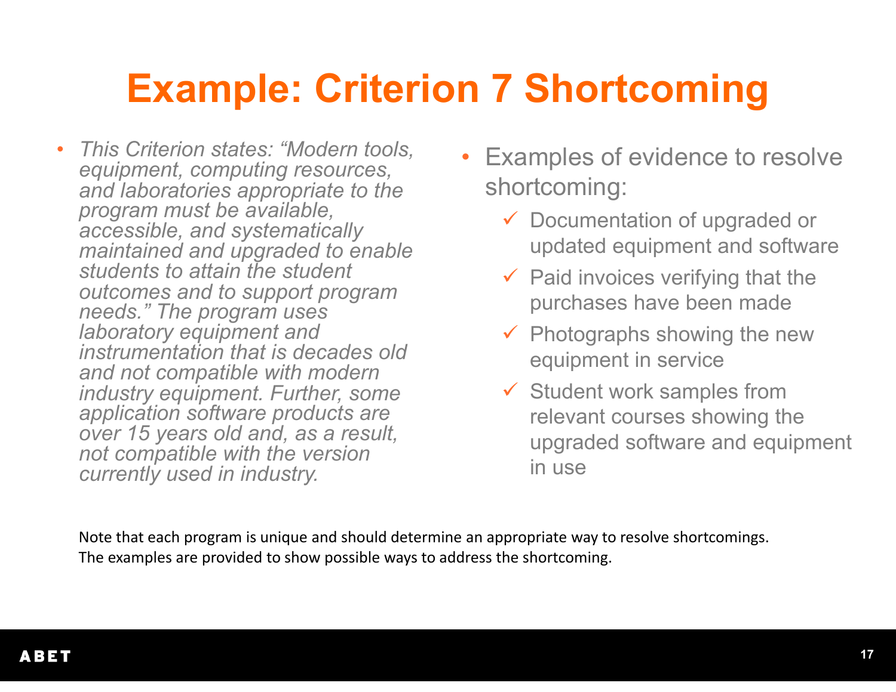# Example: Criterion 7 Shortcoming

- *This Criterion states: "Modern tools, equipment, computing resources, and laboratories appropriate to the program must be available, accessible, and systematically maintained and upgraded to enable students to attain the student outcomes and to support program needs." The program uses laboratory equipment and instrumentation that is decades old and not compatible with modern industry equipment. Further, some application software products are over 15 years old and, as a result, not compatible with the version currently used in industry.*

- Examples of evidence to resolve shortcoming:
  - ✓ Documentation of upgraded or updated equipment and software
  - ✓ Paid invoices verifying that the purchases have been made
  - ✓ Photographs showing the new equipment in service
  - ✓ Student work samples from relevant courses showing the upgraded software and equipment in use

Note that each program is unique and should determine an appropriate way to resolve shortcomings. The examples are provided to show possible ways to address the shortcoming.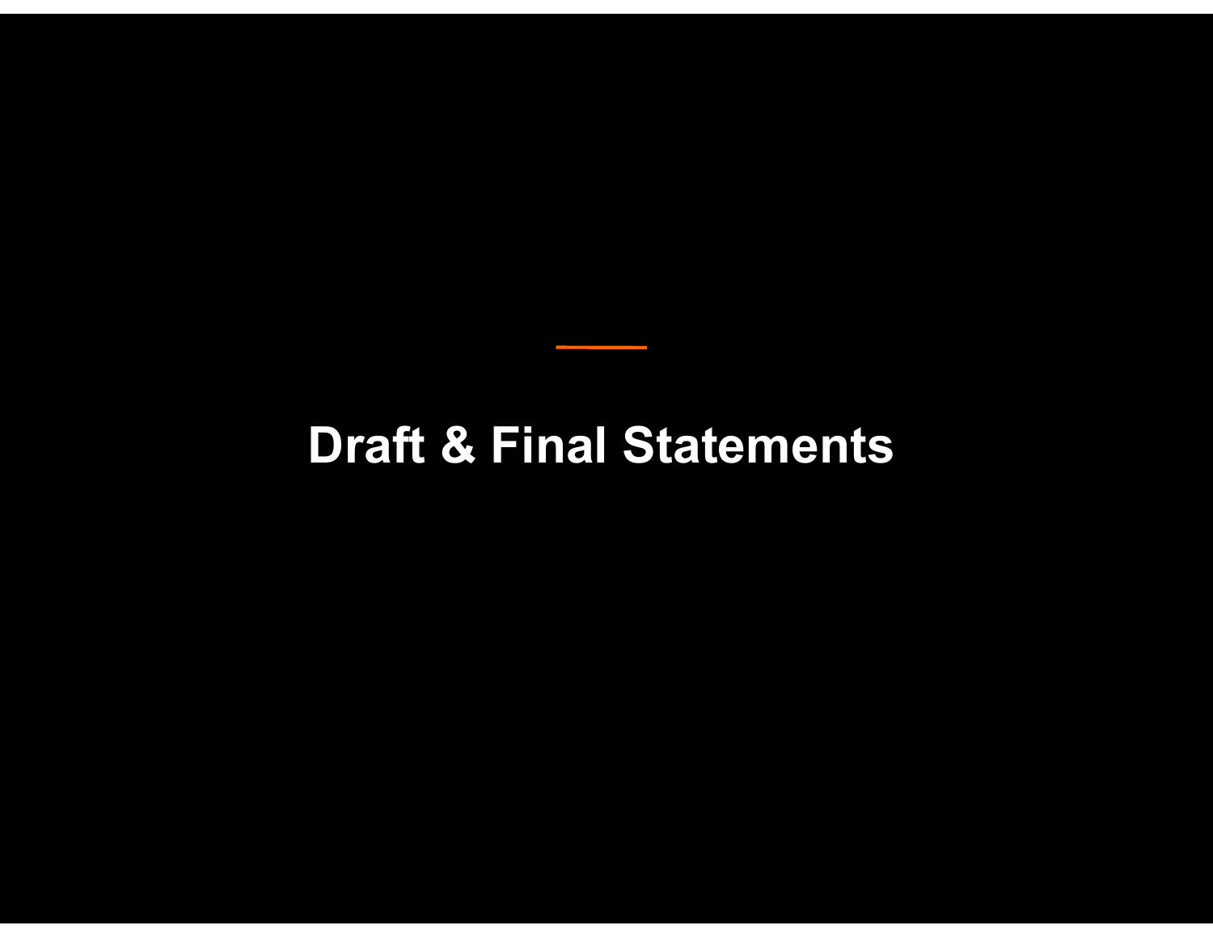# Draft & Final Statements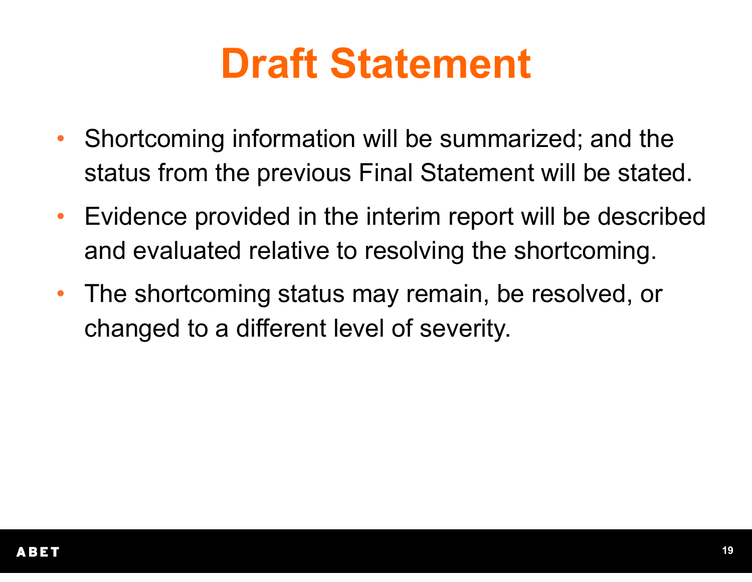# Draft Statement

- Shortcoming information will be summarized; and the status from the previous Final Statement will be stated.
- Evidence provided in the interim report will be described and evaluated relative to resolving the shortcoming.
- The shortcoming status may remain, be resolved, or changed to a different level of severity.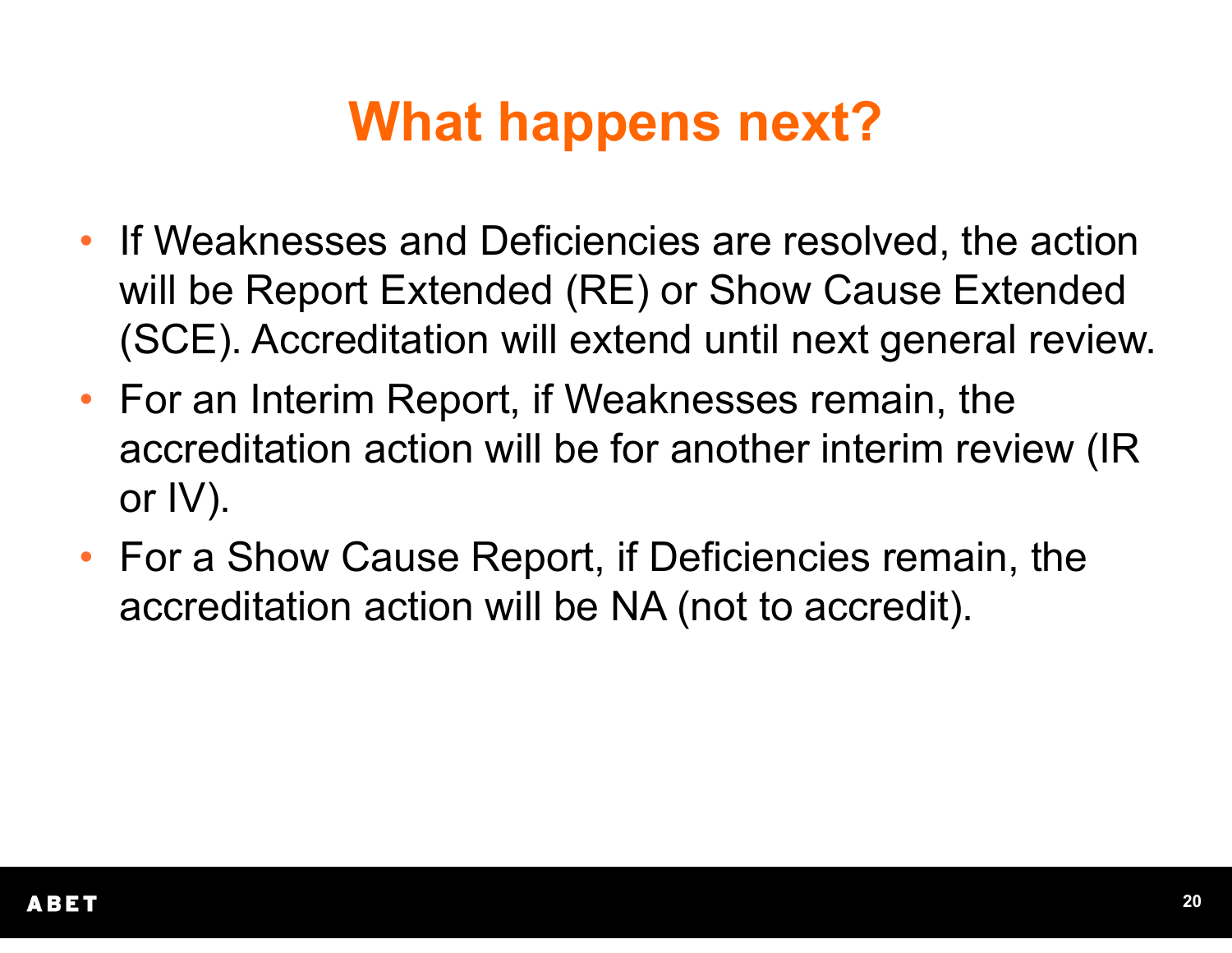# What happens next?

- If Weaknesses and Deficiencies are resolved, the action will be Report Extended (RE) or Show Cause Extended (SCE). Accreditation will extend until next general review.
- For an Interim Report, if Weaknesses remain, the accreditation action will be for another interim review (IR or IV).
- For a Show Cause Report, if Deficiencies remain, the accreditation action will be NA (not to accredit).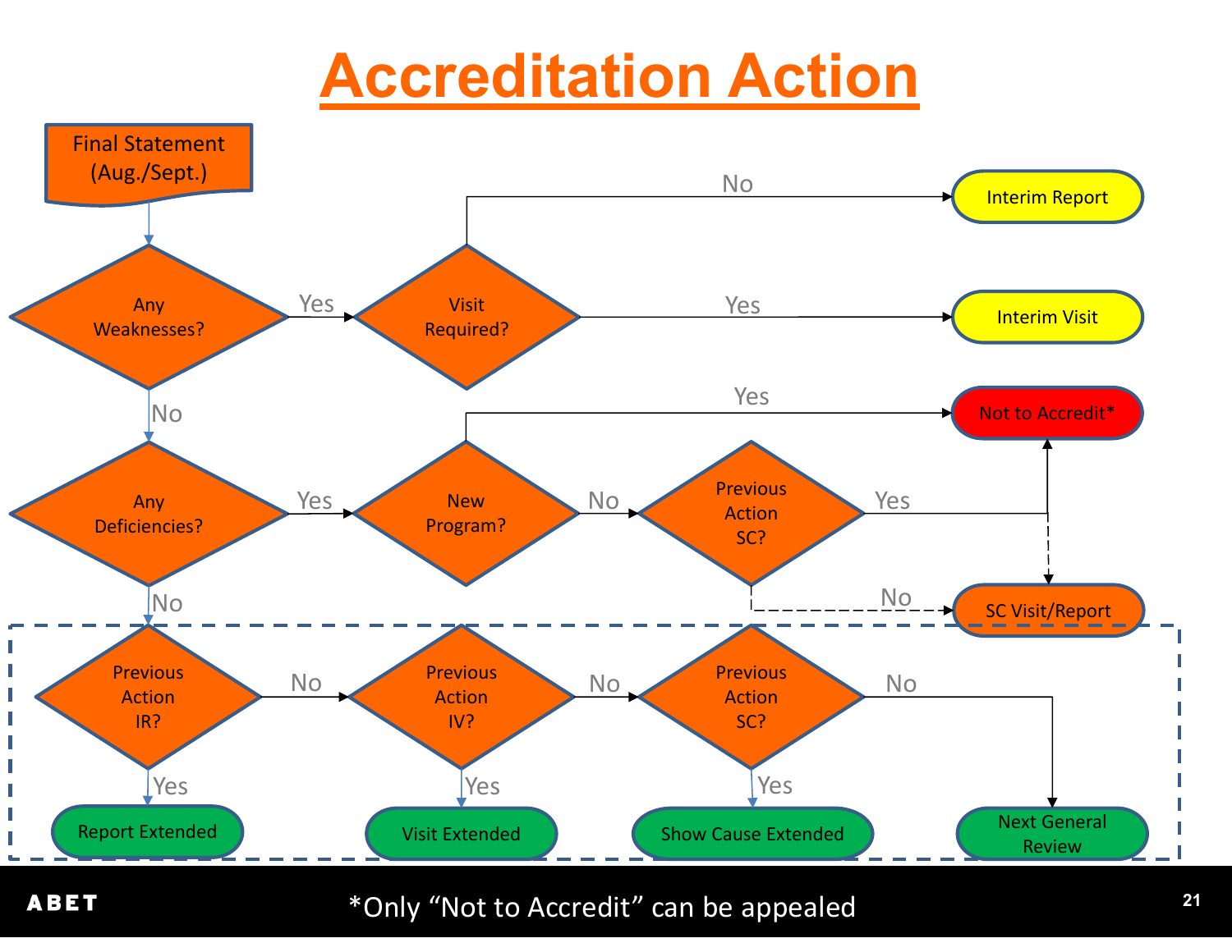# Accreditation Action

Final Statement (Aug./Sept.)

- Any Weaknesses?
  - Yes → Visit Required?
    - No → Interim Report
    - Yes → Interim Visit
  - No → Any Deficiencies?
    - Yes → New Program?
      - Yes → Not to Accredit*
      - No → Previous Action SC?
        - Yes → Not to Accredit* / SC Visit/Report
        - No → SC Visit/Report
    - No → Previous Action IR?
      - Yes → Report Extended
      - No → Previous Action IV?
        - Yes → Visit Extended
        - No → Previous Action SC?
          - Yes → Show Cause Extended
          - No → Next General Review

*Only "Not to Accredit" can be appealed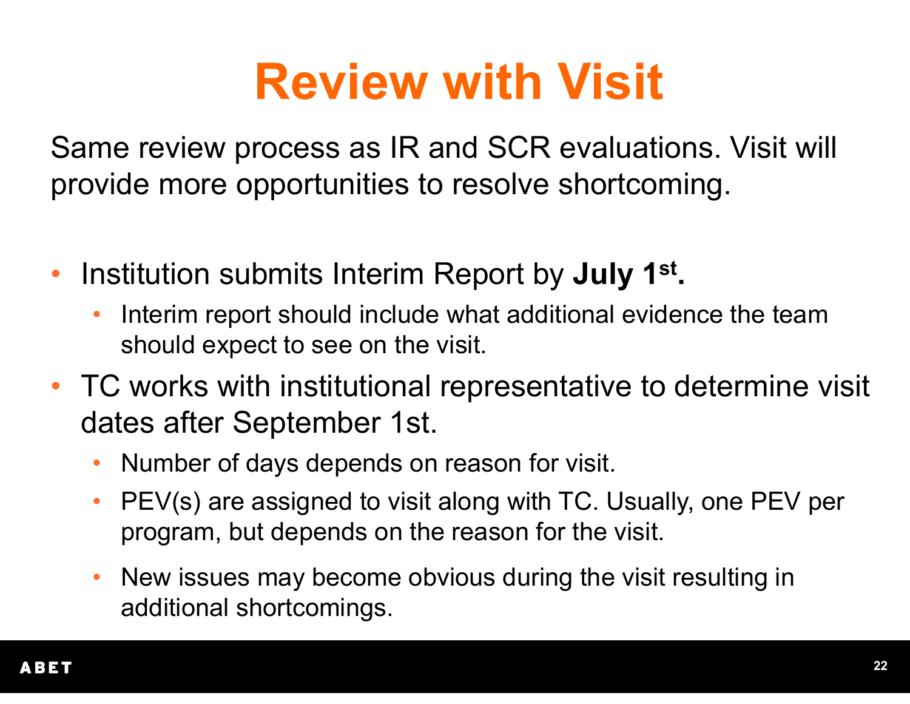# Review with Visit

Same review process as IR and SCR evaluations. Visit will provide more opportunities to resolve shortcoming.

- Institution submits Interim Report by **July 1st.**
  - Interim report should include what additional evidence the team should expect to see on the visit.
- TC works with institutional representative to determine visit dates after September 1st.
  - Number of days depends on reason for visit.
  - PEV(s) are assigned to visit along with TC. Usually, one PEV per program, but depends on the reason for the visit.
  - New issues may become obvious during the visit resulting in additional shortcomings.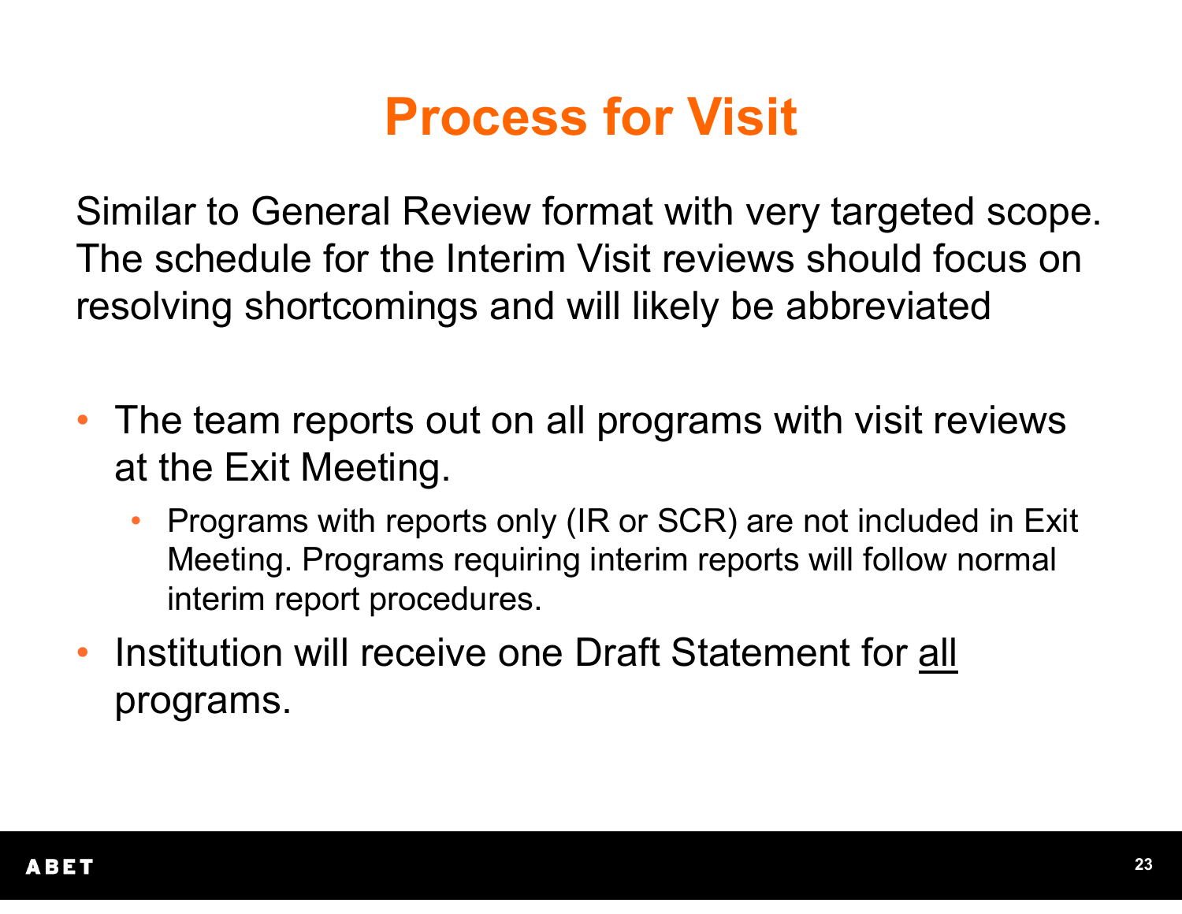# Process for Visit

Similar to General Review format with very targeted scope. The schedule for the Interim Visit reviews should focus on resolving shortcomings and will likely be abbreviated

- The team reports out on all programs with visit reviews at the Exit Meeting.
  - Programs with reports only (IR or SCR) are not included in Exit Meeting. Programs requiring interim reports will follow normal interim report procedures.
- Institution will receive one Draft Statement for <u>all</u> programs.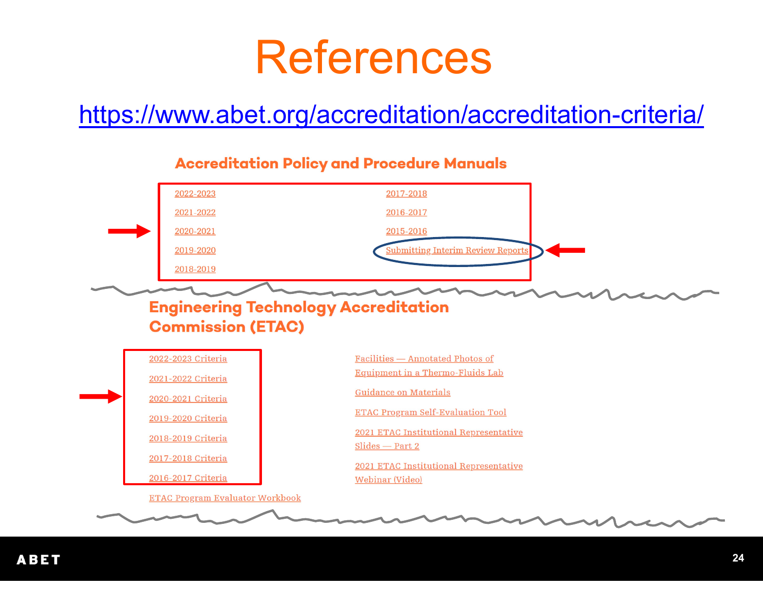# References

https://www.abet.org/accreditation/accreditation-criteria/

## Accreditation Policy and Procedure Manuals

- 2022-2023
- 2021-2022
- 2020-2021
- 2019-2020
- 2018-2019
- 2017-2018
- 2016-2017
- 2015-2016
- Submitting Interim Review Reports

## Engineering Technology Accreditation Commission (ETAC)

- 2022-2023 Criteria
- 2021-2022 Criteria
- 2020-2021 Criteria
- 2019-2020 Criteria
- 2018-2019 Criteria
- 2017-2018 Criteria
- 2016-2017 Criteria
- ETAC Program Evaluator Workbook
- Facilities — Annotated Photos of Equipment in a Thermo-Fluids Lab
- Guidance on Materials
- ETAC Program Self-Evaluation Tool
- 2021 ETAC Institutional Representative Slides — Part 2
- 2021 ETAC Institutional Representative Webinar (Video)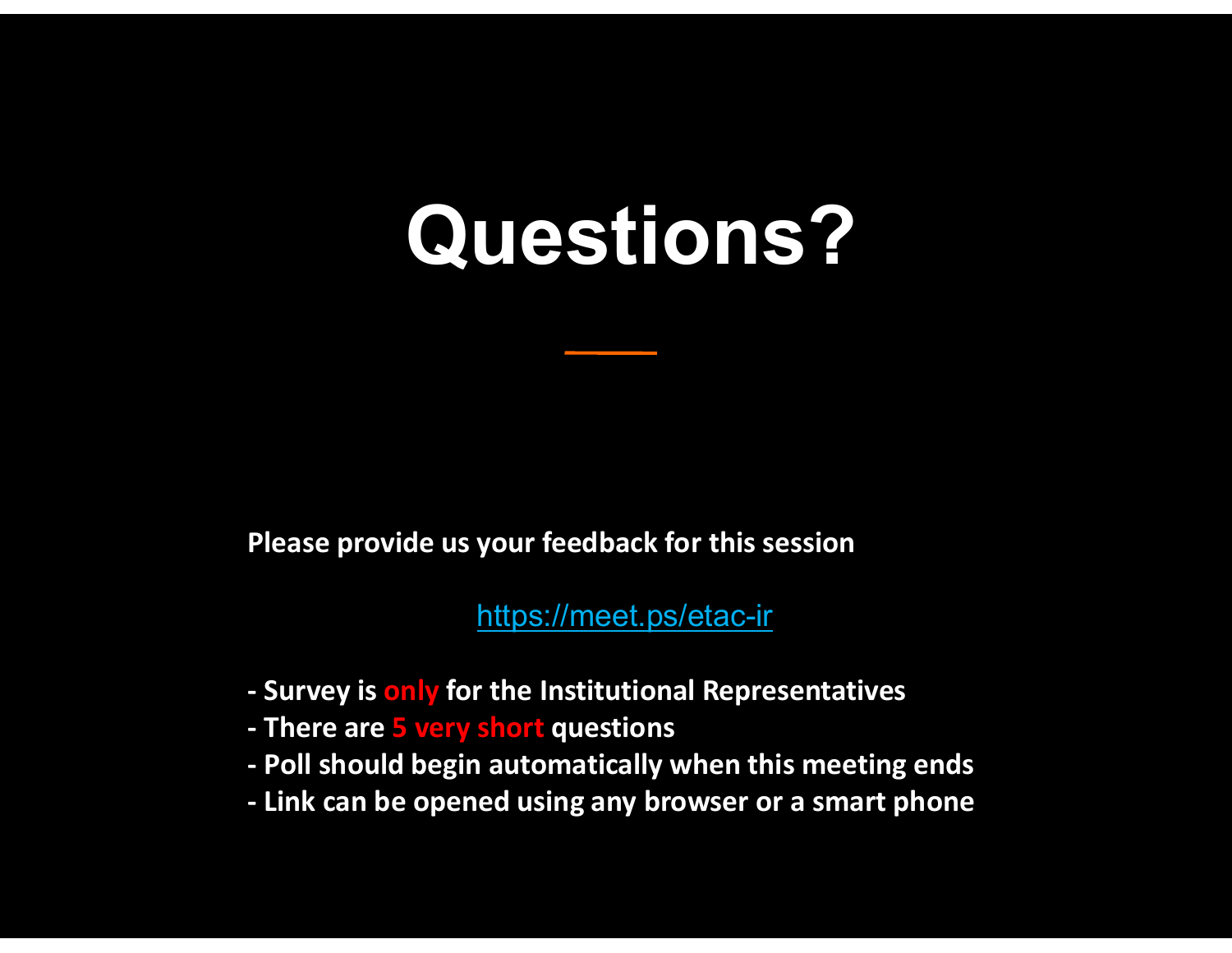# Questions?

**Please provide us your feedback for this session**

https://meet.ps/etac-ir

- **Survey is only for the Institutional Representatives**
- **There are 5 very short questions**
- **Poll should begin automatically when this meeting ends**
- **Link can be opened using any browser or a smart phone**